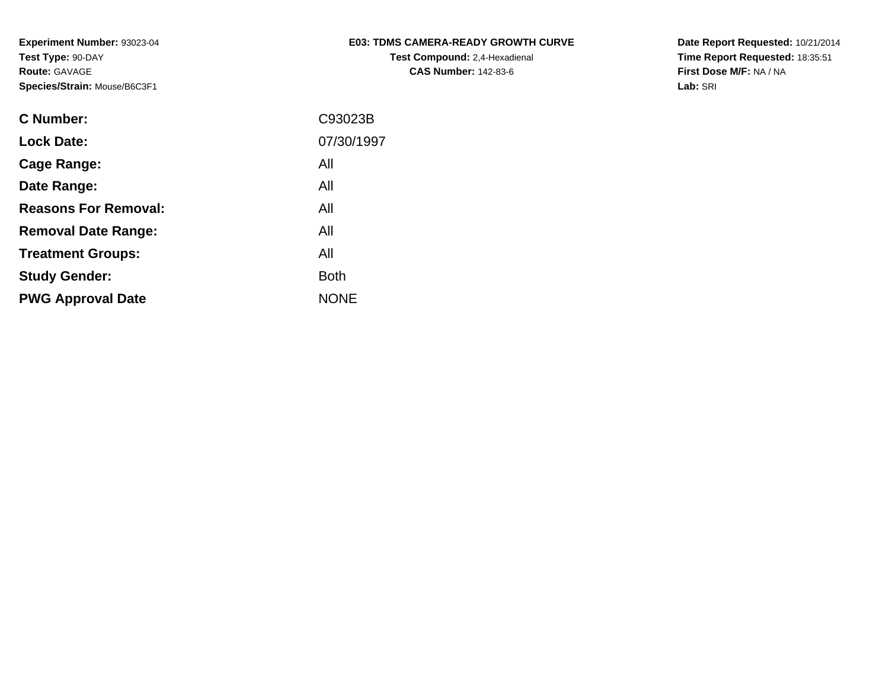**Experiment Number:** 93023-04
**Test Type:** 90-DAY
**Route:** GAVAGE
**Species/Strain:** Mouse/B6C3F1

**E03: TDMS CAMERA-READY GROWTH CURVE**
**Test Compound:** 2,4-Hexadienal
**CAS Number:** 142-83-6

**Date Report Requested:** 10/21/2014
**Time Report Requested:** 18:35:51
**First Dose M/F:** NA / NA
**Lab:** SRI

| | |
|---|---|
| **C Number:** | C93023B |
| **Lock Date:** | 07/30/1997 |
| **Cage Range:** | All |
| **Date Range:** | All |
| **Reasons For Removal:** | All |
| **Removal Date Range:** | All |
| **Treatment Groups:** | All |
| **Study Gender:** | Both |
| **PWG Approval Date** | NONE |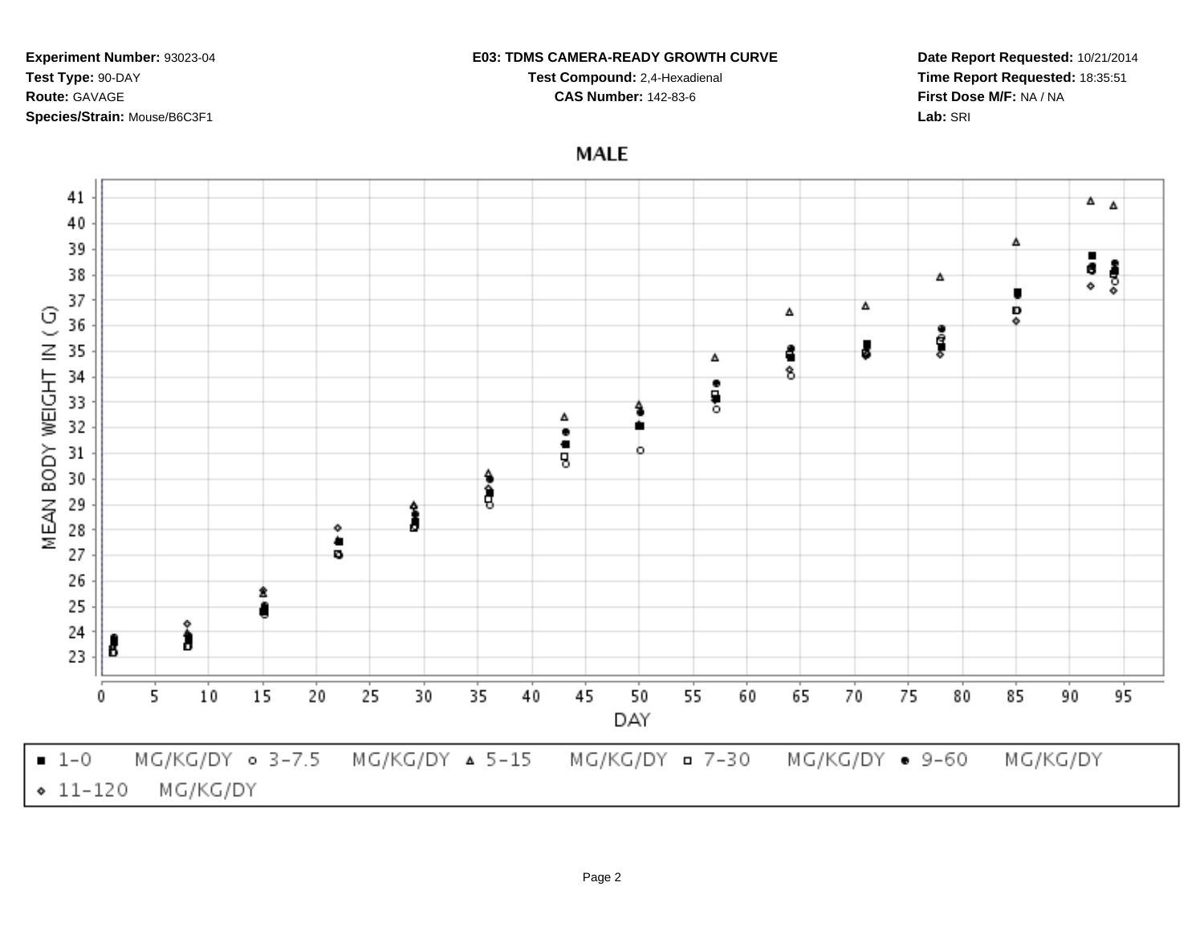**Experiment Number:** 93023-04
**Test Type:** 90-DAY
**Route:** GAVAGE
**Species/Strain:** Mouse/B6C3F1

**E03: TDMS CAMERA-READY GROWTH CURVE**
**Test Compound:** 2,4-Hexadienal
**CAS Number:** 142-83-6

**Date Report Requested:** 10/21/2014
**Time Report Requested:** 18:35:51
**First Dose M/F:** NA / NA
**Lab:** SRI

## MALE

MEAN BODY WEIGHT IN ( G )

DAY

■ 1-0 MG/KG/DY ○ 3-7.5 MG/KG/DY △ 5-15 MG/KG/DY □ 7-30 MG/KG/DY ● 9-60 MG/KG/DY ◇ 11-120 MG/KG/DY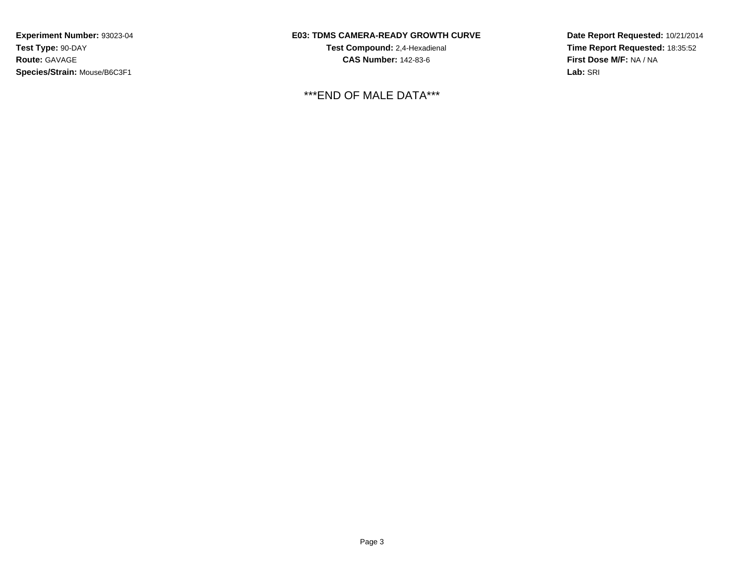**Experiment Number:** 93023-04
**Test Type:** 90-DAY
**Route:** GAVAGE
**Species/Strain:** Mouse/B6C3F1

**E03: TDMS CAMERA-READY GROWTH CURVE**
**Test Compound:** 2,4-Hexadienal
**CAS Number:** 142-83-6

**Date Report Requested:** 10/21/2014
**Time Report Requested:** 18:35:52
**First Dose M/F:** NA / NA
**Lab:** SRI

***END OF MALE DATA***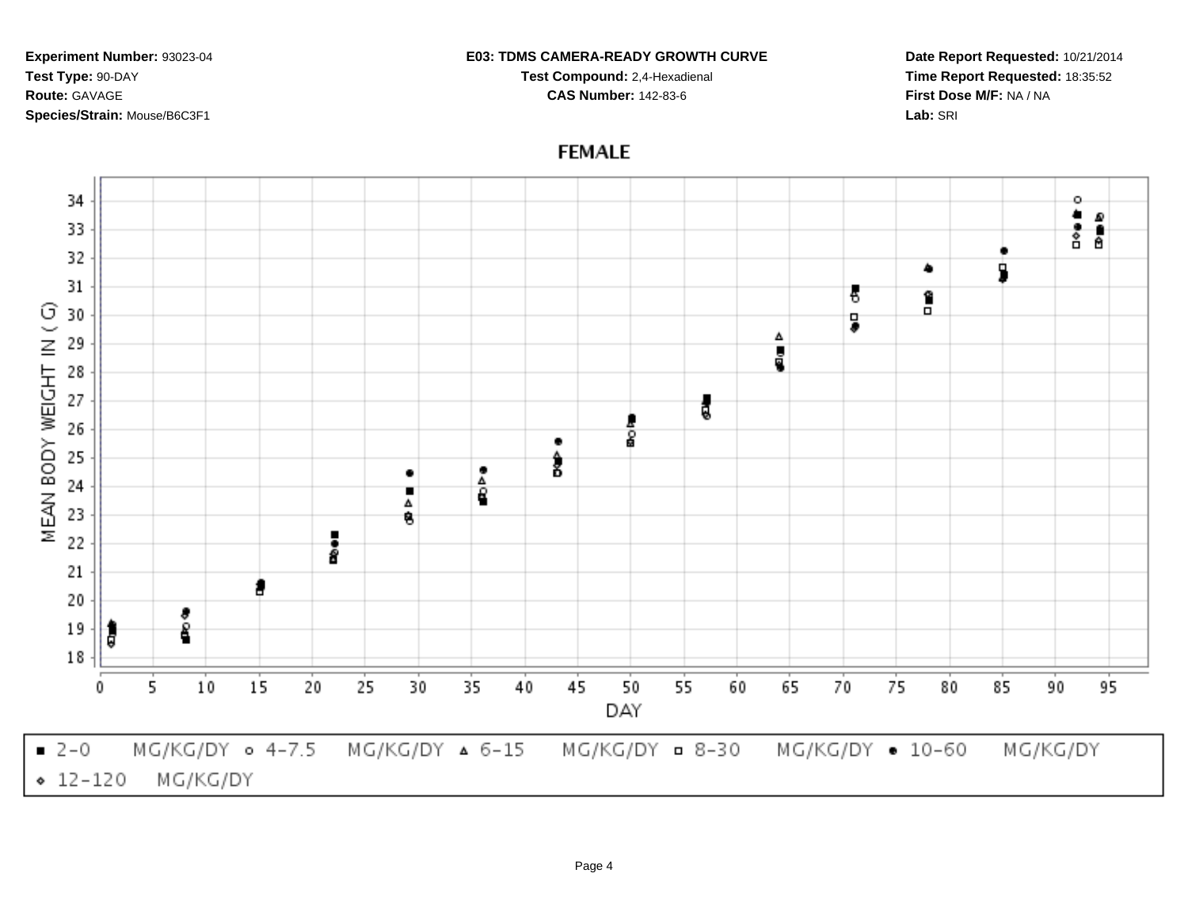**Experiment Number:** 93023-04
**Test Type:** 90-DAY
**Route:** GAVAGE
**Species/Strain:** Mouse/B6C3F1

**E03: TDMS CAMERA-READY GROWTH CURVE**
**Test Compound:** 2,4-Hexadienal
**CAS Number:** 142-83-6

**Date Report Requested:** 10/21/2014
**Time Report Requested:** 18:35:52
**First Dose M/F:** NA / NA
**Lab:** SRI

**FEMALE**

MEAN BODY WEIGHT IN ( G )

DAY

■ 2-0 MG/KG/DY ○ 4-7.5 MG/KG/DY △ 6-15 MG/KG/DY □ 8-30 MG/KG/DY ● 10-60 MG/KG/DY ◇ 12-120 MG/KG/DY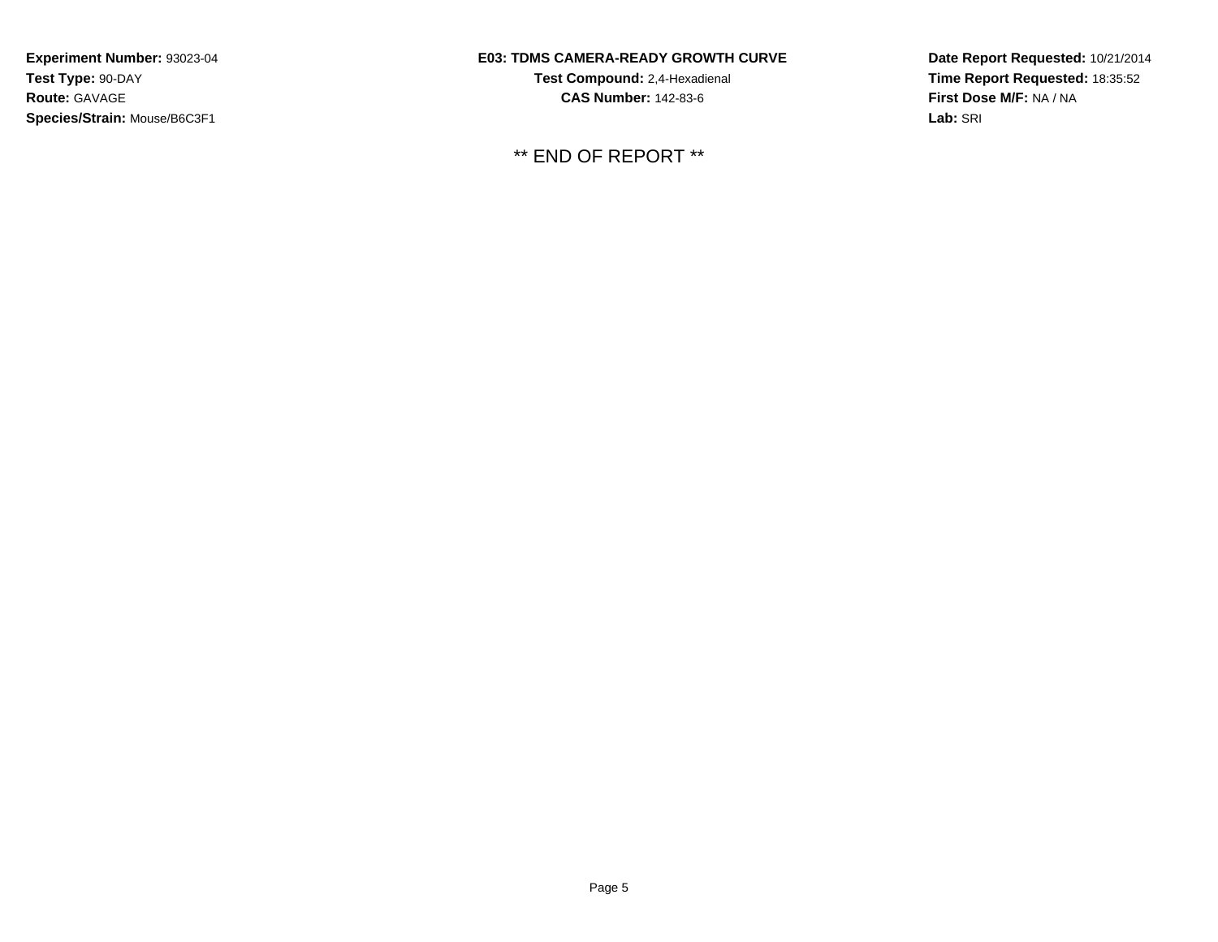**Experiment Number:** 93023-04
**Test Type:** 90-DAY
**Route:** GAVAGE
**Species/Strain:** Mouse/B6C3F1

**E03: TDMS CAMERA-READY GROWTH CURVE**
**Test Compound:** 2,4-Hexadienal
**CAS Number:** 142-83-6

**Date Report Requested:** 10/21/2014
**Time Report Requested:** 18:35:52
**First Dose M/F:** NA / NA
**Lab:** SRI

** END OF REPORT **